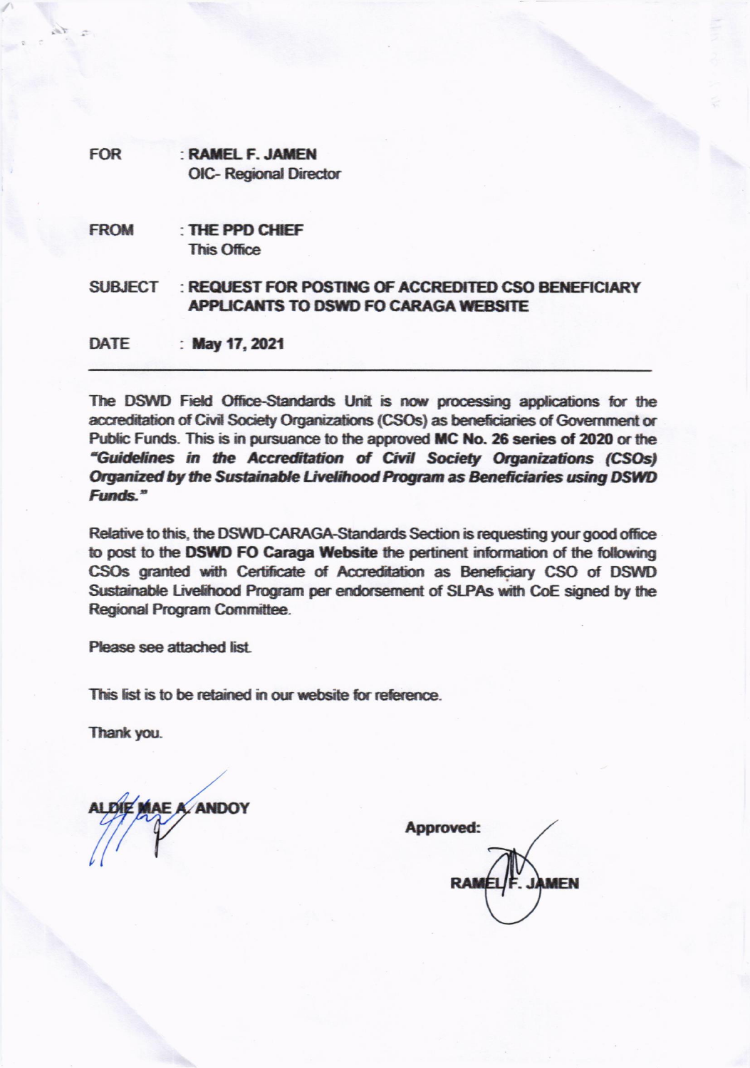FOR : **RAMEL F. JAMEN**
OIC- Regional Director

FROM : **THE PPD CHIEF**
This Office

SUBJECT : **REQUEST FOR POSTING OF ACCREDITED CSO BENEFICIARY APPLICANTS TO DSWD FO CARAGA WEBSITE**

DATE : **May 17, 2021**

---

The DSWD Field Office-Standards Unit is now processing applications for the accreditation of Civil Society Organizations (CSOs) as beneficiaries of Government or Public Funds. This is in pursuance to the approved **MC No. 26 series of 2020** or the ***"Guidelines in the Accreditation of Civil Society Organizations (CSOs) Organized by the Sustainable Livelihood Program as Beneficiaries using DSWD Funds."***

Relative to this, the DSWD-CARAGA-Standards Section is requesting your good office to post to the **DSWD FO Caraga Website** the pertinent information of the following CSOs granted with Certificate of Accreditation as Beneficiary CSO of DSWD Sustainable Livelihood Program per endorsement of SLPAs with CoE signed by the Regional Program Committee.

Please see attached list.

This list is to be retained in our website for reference.

Thank you.

**ALDIE MAE A. ANDOY**

**Approved:**

**RAMEL F. JAMEN**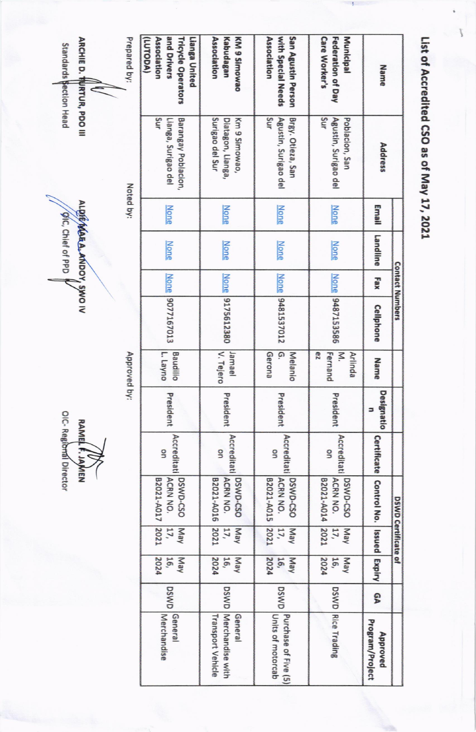# List of Accredited CSO as of May 17, 2021

| Name | Address | Contact Numbers | | | | | | DSWD Certificate of | | | | GA | Approved Program/Project |
|---|---|---|---|---|---|---|---|---|---|---|---|---|---|
| | | Email | Landline | Fax | Cellphone | Name | Designation | Certificate | Control No. | Issued | Expiry | | |
| **Municipal Federation of Day Care Worker's** | Poblacion, San Agustin, Surigao del Sur | None | None | None | 9487153586 | Arlinda M. Fernandez | President | Accreditation | DSWD-CSO ACRN NO. B2021-A014 | May 17, 2021 | May 16, 2024 | DSWD | Rice Trading |
| **San Agustin Person with Special Needs Association** | Brgy. Otieza, San Agustin, Surigao del Sur | None | None | None | 9481537012 | Melanio G. Gerona | President | Accreditation | DSWD-CSO ACRN NO. B2021-A015 | May 17, 2021 | May 16, 2024 | DSWD | Purchase of Five (5) Units of motorcab |
| **KM 9 Simowao Kabudagan Association** | Km 9 Simowao, Diatagon, Lianga, Surigao del Sur | None | None | None | 9175612380 | Jamael V. Tejero | President | Accreditation | DSWD-CSO ACRN NO. B2021-A016 | May 17, 2021 | May 16, 2024 | DSWD | General Merchandise with Transport Vehicle |
| **Lianga United Tricycle Operators and Drivers Association (LUTODA)** | Barangay Poblacion, Lianga, Surigao del Sur | None | None | None | 9077167013 | Baudilio L. Layno | President | Accreditation | DSWD-CSO ACRN NO. B2021-A017 | May 17, 2021 | May 16, 2024 | DSWD | General Merchandise |

Prepared by:

**ARCHIE D. TURTUR, PDO III**
Standards Section Head

Noted by:

**ALDIE MAE A. ANDOY, SWO IV**
OIC, Chief of PPD

Approved by:

**RAMEL F. JAMEN**
OIC- Regional Director